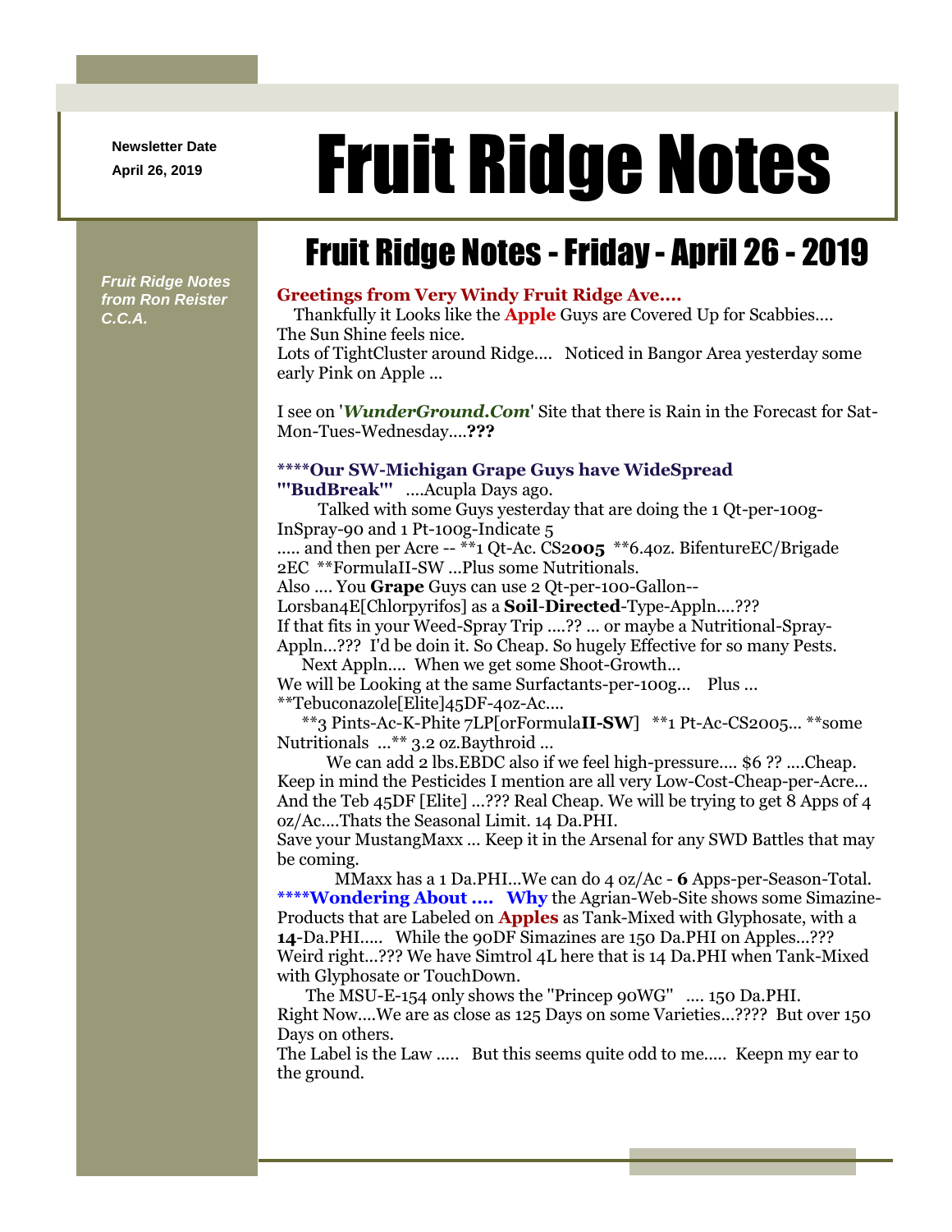Newsletter Date
April 26, 2019

# Fruit Ridge Notes

*Fruit Ridge Notes from Ron Reister C.C.A.*

## Fruit Ridge Notes - Friday - April 26 - 2019

**Greetings from Very Windy Fruit Ridge Ave....**

Thankfully it Looks like the **Apple** Guys are Covered Up for Scabbies.... The Sun Shine feels nice.
Lots of TightCluster around Ridge.... Noticed in Bangor Area yesterday some early Pink on Apple ...

I see on '***WunderGround.Com***' Site that there is Rain in the Forecast for Sat-Mon-Tues-Wednesday....**???**

****Our SW-Michigan Grape Guys have WideSpread "'BudBreak"'** ....Acupla Days ago.
Talked with some Guys yesterday that are doing the 1 Qt-per-100g-InSpray-90 and 1 Pt-100g-Indicate 5
..... and then per Acre -- **1 Qt-Ac. CS2**005** **6.4oz. BifentureEC/Brigade 2EC **FormulaII-SW ...Plus some Nutritionals.
Also .... You **Grape** Guys can use 2 Qt-per-100-Gallon--Lorsban4E[Chlorpyrifos] as a **Soil**-**Directed**-Type-Appln....???
If that fits in your Weed-Spray Trip ....?? ... or maybe a Nutritional-Spray-Appln...??? I'd be doin it. So Cheap. So hugely Effective for so many Pests.
Next Appln.... When we get some Shoot-Growth...
We will be Looking at the same Surfactants-per-100g... Plus ...
**Tebuconazole[Elite]45DF-4oz-Ac....
**3 Pints-Ac-K-Phite 7LP[orFormula**II-SW**] **1 Pt-Ac-CS2005... **some Nutritionals ...** 3.2 oz.Baythroid ...
We can add 2 lbs.EBDC also if we feel high-pressure.... $6 ?? ....Cheap.
Keep in mind the Pesticides I mention are all very Low-Cost-Cheap-per-Acre...
And the Teb 45DF [Elite] ...??? Real Cheap. We will be trying to get 8 Apps of 4 oz/Ac....Thats the Seasonal Limit. 14 Da.PHI.
Save your MustangMaxx ... Keep it in the Arsenal for any SWD Battles that may be coming.
MMaxx has a 1 Da.PHI...We can do 4 oz/Ac - **6** Apps-per-Season-Total.
****Wondering About .... Why** the Agrian-Web-Site shows some Simazine-Products that are Labeled on **Apples** as Tank-Mixed with Glyphosate, with a **14**-Da.PHI..... While the 90DF Simazines are 150 Da.PHI on Apples...???
Weird right...??? We have Simtrol 4L here that is 14 Da.PHI when Tank-Mixed with Glyphosate or TouchDown.
The MSU-E-154 only shows the "Princep 90WG" .... 150 Da.PHI.
Right Now....We are as close as 125 Days on some Varieties...???? But over 150 Days on others.
The Label is the Law ..... But this seems quite odd to me..... Keepn my ear to the ground.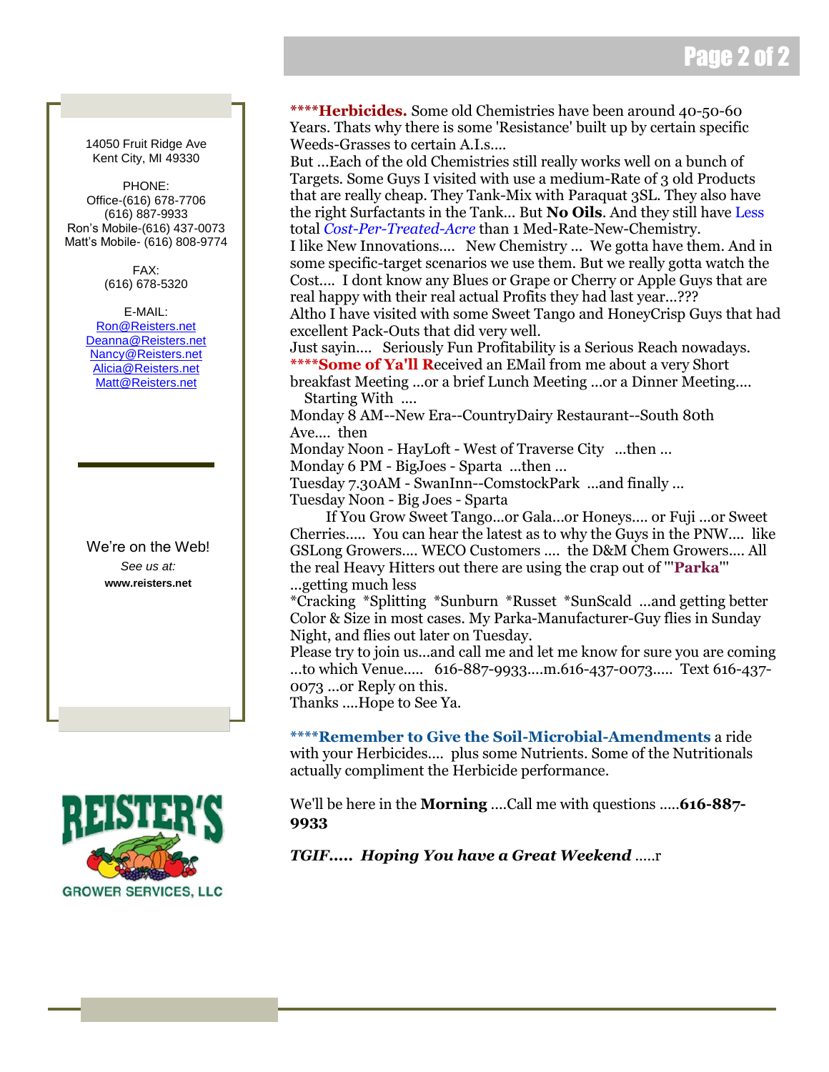14050 Fruit Ridge Ave
Kent City, MI 49330

PHONE:
Office-(616) 678-7706
(616) 887-9933
Ron's Mobile-(616) 437-0073
Matt's Mobile- (616) 808-9774

FAX:
(616) 678-5320

E-MAIL:
Ron@Reisters.net
Deanna@Reisters.net
Nancy@Reisters.net
Alicia@Reisters.net
Matt@Reisters.net

We're on the Web!
*See us at:*
**www.reisters.net**

REISTER'S
GROWER SERVICES, LLC

****Herbicides.** Some old Chemistries have been around 40-50-60 Years. Thats why there is some 'Resistance' built up by certain specific Weeds-Grasses to certain A.I.s....
But ...Each of the old Chemistries still really works well on a bunch of Targets. Some Guys I visited with use a medium-Rate of 3 old Products that are really cheap. They Tank-Mix with Paraquat 3SL. They also have the right Surfactants in the Tank... But **No Oils**. And they still have Less total *Cost-Per-Treated-Acre* than 1 Med-Rate-New-Chemistry.
I like New Innovations.... New Chemistry ... We gotta have them. And in some specific-target scenarios we use them. But we really gotta watch the Cost.... I dont know any Blues or Grape or Cherry or Apple Guys that are real happy with their real actual Profits they had last year...???
Altho I have visited with some Sweet Tango and HoneyCrisp Guys that had excellent Pack-Outs that did very well.
Just sayin.... Seriously Fun Profitability is a Serious Reach nowadays.
****Some of Ya'll R**eceived an EMail from me about a very Short breakfast Meeting ...or a brief Lunch Meeting ...or a Dinner Meeting....
Starting With ....
Monday 8 AM--New Era--CountryDairy Restaurant--South 80th Ave.... then
Monday Noon - HayLoft - West of Traverse City ...then ...
Monday 6 PM - BigJoes - Sparta ...then ...
Tuesday 7.30AM - SwanInn--ComstockPark ...and finally ...
Tuesday Noon - Big Joes - Sparta
If You Grow Sweet Tango...or Gala...or Honeys.... or Fuji ...or Sweet Cherries..... You can hear the latest as to why the Guys in the PNW.... like GSLong Growers.... WECO Customers .... the D&M Chem Growers.... All the real Heavy Hitters out there are using the crap out of '"**Parka**"' ...getting much less
*Cracking *Splitting *Sunburn *Russet *SunScald ...and getting better Color & Size in most cases. My Parka-Manufacturer-Guy flies in Sunday Night, and flies out later on Tuesday.
Please try to join us...and call me and let me know for sure you are coming ...to which Venue..... 616-887-9933....m.616-437-0073..... Text 616-437-0073 ...or Reply on this.
Thanks ....Hope to See Ya.

****Remember to Give the Soil-Microbial-Amendments** a ride with your Herbicides.... plus some Nutrients. Some of the Nutritionals actually compliment the Herbicide performance.

We'll be here in the **Morning** ....Call me with questions .....**616-887-9933**

***TGIF..... Hoping You have a Great Weekend*** .....r